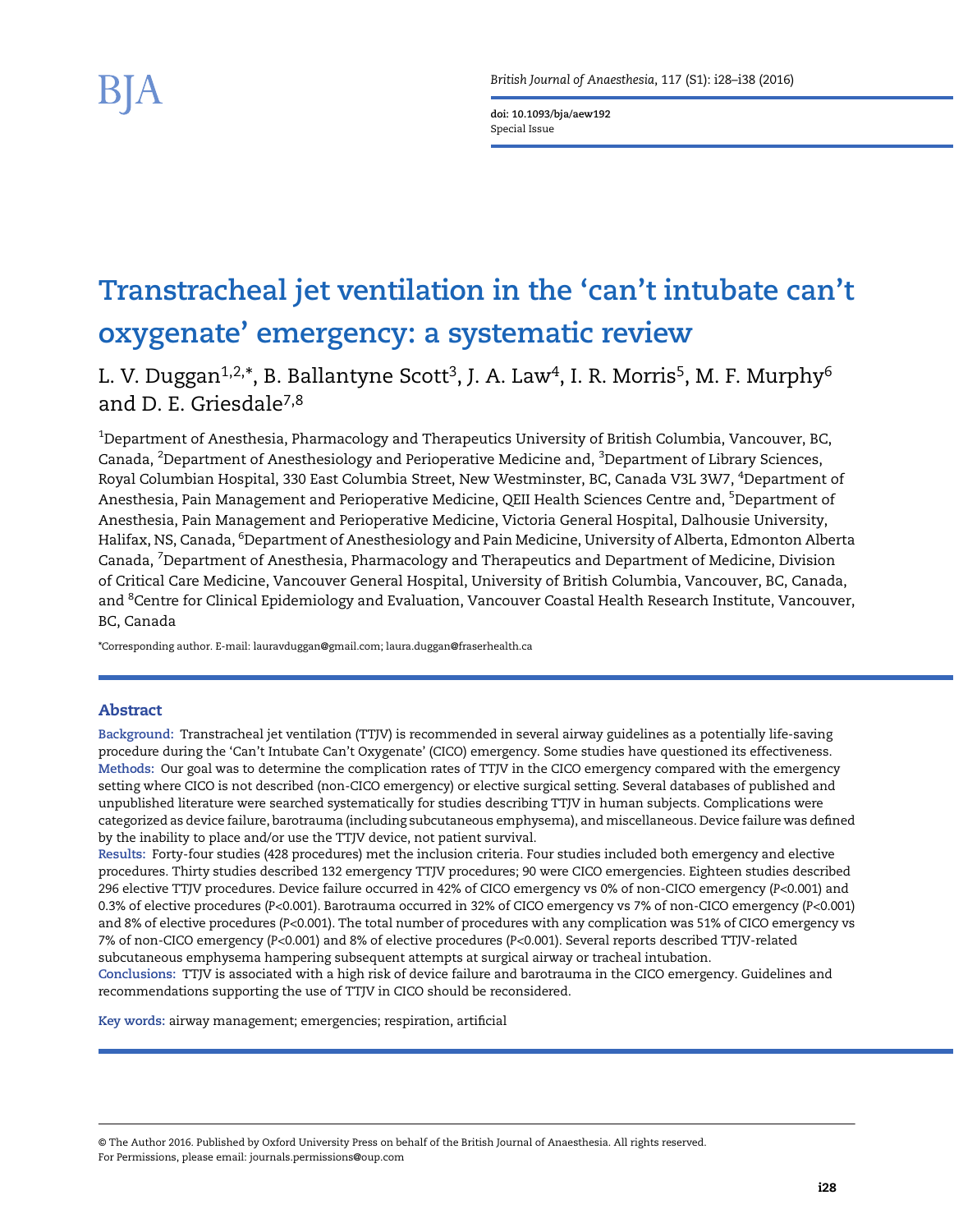# Transtracheal jet ventilation in the 'can't intubate can't oxygenate' emergency: a systematic review

L. V. Duggan[1,2,*], B. Ballantyne Scott[3], J. A. Law[4], I. R. Morris[5], M. F. Murphy[6] and D. E. Griesdale[7,8]

[1]Department of Anesthesia, Pharmacology and Therapeutics University of British Columbia, Vancouver, BC, Canada, [2]Department of Anesthesiology and Perioperative Medicine and, [3]Department of Library Sciences, Royal Columbian Hospital, 330 East Columbia Street, New Westminster, BC, Canada V3L 3W7, [4]Department of Anesthesia, Pain Management and Perioperative Medicine, QEII Health Sciences Centre and, [5]Department of Anesthesia, Pain Management and Perioperative Medicine, Victoria General Hospital, Dalhousie University, Halifax, NS, Canada, [6]Department of Anesthesiology and Pain Medicine, University of Alberta, Edmonton Alberta Canada, [7]Department of Anesthesia, Pharmacology and Therapeutics and Department of Medicine, Division of Critical Care Medicine, Vancouver General Hospital, University of British Columbia, Vancouver, BC, Canada, and [8]Centre for Clinical Epidemiology and Evaluation, Vancouver Coastal Health Research Institute, Vancouver, BC, Canada

*Corresponding author. E-mail: lauravduggan@gmail.com; laura.duggan@fraserhealth.ca

## Abstract

**Background:** Transtracheal jet ventilation (TTJV) is recommended in several airway guidelines as a potentially life-saving procedure during the 'Can't Intubate Can't Oxygenate' (CICO) emergency. Some studies have questioned its effectiveness.

**Methods:** Our goal was to determine the complication rates of TTJV in the CICO emergency compared with the emergency setting where CICO is not described (non-CICO emergency) or elective surgical setting. Several databases of published and unpublished literature were searched systematically for studies describing TTJV in human subjects. Complications were categorized as device failure, barotrauma (including subcutaneous emphysema), and miscellaneous. Device failure was defined by the inability to place and/or use the TTJV device, not patient survival.

**Results:** Forty-four studies (428 procedures) met the inclusion criteria. Four studies included both emergency and elective procedures. Thirty studies described 132 emergency TTJV procedures; 90 were CICO emergencies. Eighteen studies described 296 elective TTJV procedures. Device failure occurred in 42% of CICO emergency vs 0% of non-CICO emergency ($P<0.001$) and 0.3% of elective procedures ($P<0.001$). Barotrauma occurred in 32% of CICO emergency vs 7% of non-CICO emergency ($P<0.001$) and 8% of elective procedures ($P<0.001$). The total number of procedures with any complication was 51% of CICO emergency vs 7% of non-CICO emergency ($P<0.001$) and 8% of elective procedures ($P<0.001$). Several reports described TTJV-related subcutaneous emphysema hampering subsequent attempts at surgical airway or tracheal intubation.

**Conclusions:** TTJV is associated with a high risk of device failure and barotrauma in the CICO emergency. Guidelines and recommendations supporting the use of TTJV in CICO should be reconsidered.

**Key words:** airway management; emergencies; respiration, artificial

© The Author 2016. Published by Oxford University Press on behalf of the British Journal of Anaesthesia. All rights reserved.
For Permissions, please email: journals.permissions@oup.com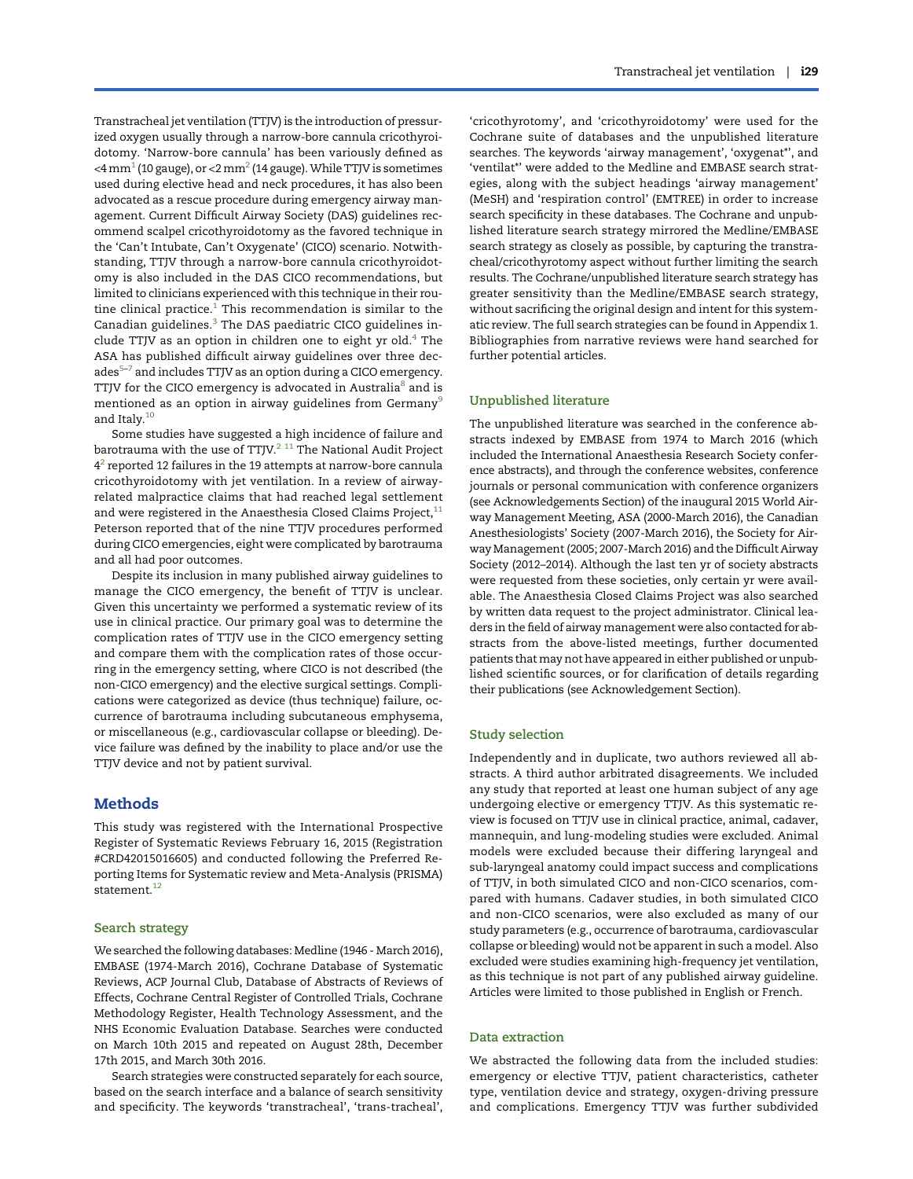Transtracheal jet ventilation (TTJV) is the introduction of pressurized oxygen usually through a narrow-bore cannula cricothyroidotomy. 'Narrow-bore cannula' has been variously defined as <4 mm[1] (10 gauge), or <2 mm[2] (14 gauge). While TTJV is sometimes used during elective head and neck procedures, it has also been advocated as a rescue procedure during emergency airway management. Current Difficult Airway Society (DAS) guidelines recommend scalpel cricothyroidotomy as the favored technique in the 'Can't Intubate, Can't Oxygenate' (CICO) scenario. Notwithstanding, TTJV through a narrow-bore cannula cricothyroidotomy is also included in the DAS CICO recommendations, but limited to clinicians experienced with this technique in their routine clinical practice.[1] This recommendation is similar to the Canadian guidelines.[3] The DAS paediatric CICO guidelines include TTJV as an option in children one to eight yr old.[4] The ASA has published difficult airway guidelines over three decades[5–7] and includes TTJV as an option during a CICO emergency. TTJV for the CICO emergency is advocated in Australia[8] and is mentioned as an option in airway guidelines from Germany[9] and Italy.[10]

Some studies have suggested a high incidence of failure and barotrauma with the use of TTJV.[2 11] The National Audit Project 4[2] reported 12 failures in the 19 attempts at narrow-bore cannula cricothyroidotomy with jet ventilation. In a review of airway-related malpractice claims that had reached legal settlement and were registered in the Anaesthesia Closed Claims Project,[11] Peterson reported that of the nine TTJV procedures performed during CICO emergencies, eight were complicated by barotrauma and all had poor outcomes.

Despite its inclusion in many published airway guidelines to manage the CICO emergency, the benefit of TTJV is unclear. Given this uncertainty we performed a systematic review of its use in clinical practice. Our primary goal was to determine the complication rates of TTJV use in the CICO emergency setting and compare them with the complication rates of those occurring in the emergency setting, where CICO is not described (the non-CICO emergency) and the elective surgical settings. Complications were categorized as device (thus technique) failure, occurrence of barotrauma including subcutaneous emphysema, or miscellaneous (e.g., cardiovascular collapse or bleeding). Device failure was defined by the inability to place and/or use the TTJV device and not by patient survival.

## Methods

This study was registered with the International Prospective Register of Systematic Reviews February 16, 2015 (Registration #CRD42015016605) and conducted following the Preferred Reporting Items for Systematic review and Meta-Analysis (PRISMA) statement.[12]

### Search strategy

We searched the following databases: Medline (1946 - March 2016), EMBASE (1974-March 2016), Cochrane Database of Systematic Reviews, ACP Journal Club, Database of Abstracts of Reviews of Effects, Cochrane Central Register of Controlled Trials, Cochrane Methodology Register, Health Technology Assessment, and the NHS Economic Evaluation Database. Searches were conducted on March 10th 2015 and repeated on August 28th, December 17th 2015, and March 30th 2016.

Search strategies were constructed separately for each source, based on the search interface and a balance of search sensitivity and specificity. The keywords 'transtracheal', 'trans-tracheal', 'cricothyrotomy', and 'cricothyroidotomy' were used for the Cochrane suite of databases and the unpublished literature searches. The keywords 'airway management', 'oxygenat*', and 'ventilat*' were added to the Medline and EMBASE search strategies, along with the subject headings 'airway management' (MeSH) and 'respiration control' (EMTREE) in order to increase search specificity in these databases. The Cochrane and unpublished literature search strategy mirrored the Medline/EMBASE search strategy as closely as possible, by capturing the transtracheal/cricothyrotomy aspect without further limiting the search results. The Cochrane/unpublished literature search strategy has greater sensitivity than the Medline/EMBASE search strategy, without sacrificing the original design and intent for this systematic review. The full search strategies can be found in Appendix 1. Bibliographies from narrative reviews were hand searched for further potential articles.

### Unpublished literature

The unpublished literature was searched in the conference abstracts indexed by EMBASE from 1974 to March 2016 (which included the International Anaesthesia Research Society conference abstracts), and through the conference websites, conference journals or personal communication with conference organizers (see Acknowledgements Section) of the inaugural 2015 World Airway Management Meeting, ASA (2000-March 2016), the Canadian Anesthesiologists' Society (2007-March 2016), the Society for Airway Management (2005; 2007-March 2016) and the Difficult Airway Society (2012–2014). Although the last ten yr of society abstracts were requested from these societies, only certain yr were available. The Anaesthesia Closed Claims Project was also searched by written data request to the project administrator. Clinical leaders in the field of airway management were also contacted for abstracts from the above-listed meetings, further documented patients that may not have appeared in either published or unpublished scientific sources, or for clarification of details regarding their publications (see Acknowledgement Section).

### Study selection

Independently and in duplicate, two authors reviewed all abstracts. A third author arbitrated disagreements. We included any study that reported at least one human subject of any age undergoing elective or emergency TTJV. As this systematic review is focused on TTJV use in clinical practice, animal, cadaver, mannequin, and lung-modeling studies were excluded. Animal models were excluded because their differing laryngeal and sub-laryngeal anatomy could impact success and complications of TTJV, in both simulated CICO and non-CICO scenarios, compared with humans. Cadaver studies, in both simulated CICO and non-CICO scenarios, were also excluded as many of our study parameters (e.g., occurrence of barotrauma, cardiovascular collapse or bleeding) would not be apparent in such a model. Also excluded were studies examining high-frequency jet ventilation, as this technique is not part of any published airway guideline. Articles were limited to those published in English or French.

### Data extraction

We abstracted the following data from the included studies: emergency or elective TTJV, patient characteristics, catheter type, ventilation device and strategy, oxygen-driving pressure and complications. Emergency TTJV was further subdivided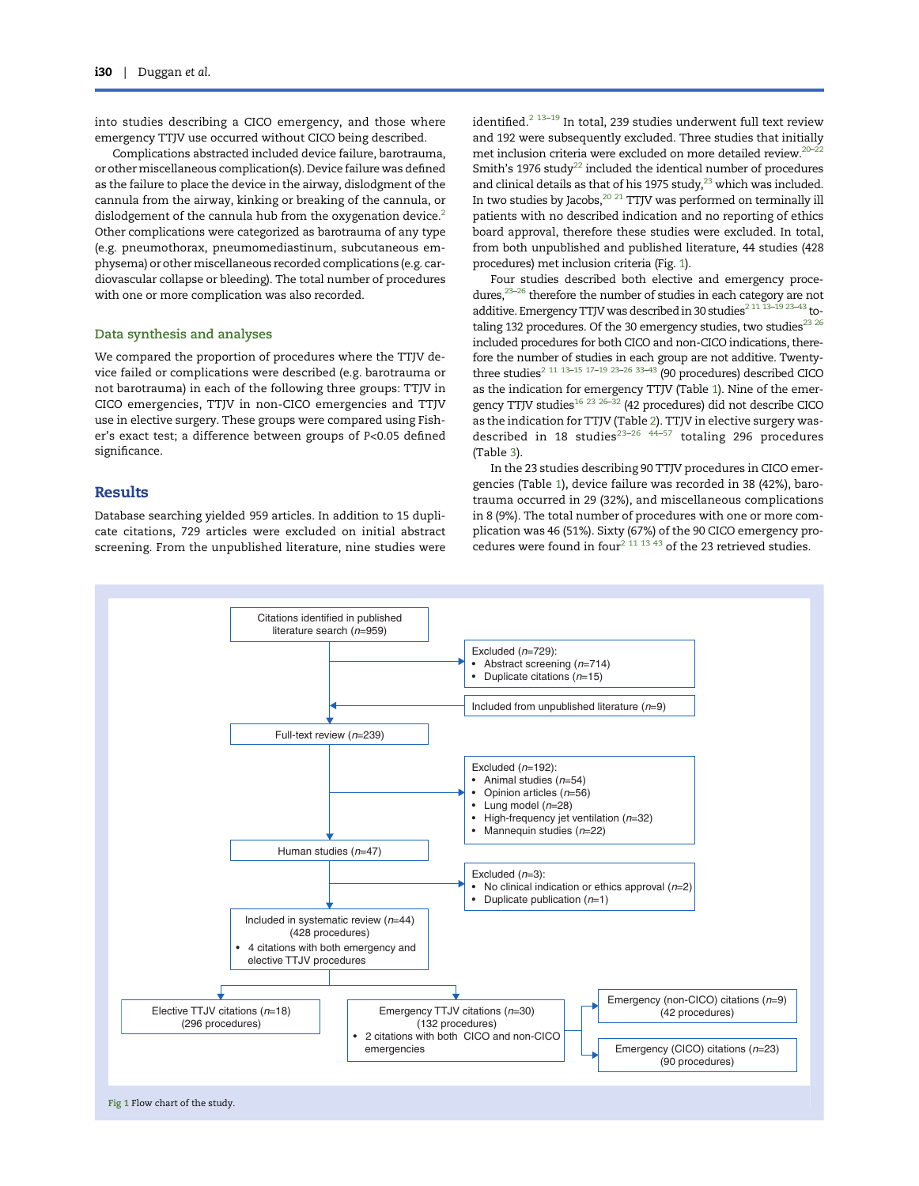into studies describing a CICO emergency, and those where emergency TTJV use occurred without CICO being described.

Complications abstracted included device failure, barotrauma, or other miscellaneous complication(s). Device failure was defined as the failure to place the device in the airway, dislodgment of the cannula from the airway, kinking or breaking of the cannula, or dislodgement of the cannula hub from the oxygenation device.[2] Other complications were categorized as barotrauma of any type (e.g. pneumothorax, pneumomediastinum, subcutaneous emphysema) or other miscellaneous recorded complications (e.g. cardiovascular collapse or bleeding). The total number of procedures with one or more complication was also recorded.

### Data synthesis and analyses

We compared the proportion of procedures where the TTJV device failed or complications were described (e.g. barotrauma or not barotrauma) in each of the following three groups: TTJV in CICO emergencies, TTJV in non-CICO emergencies and TTJV use in elective surgery. These groups were compared using Fisher's exact test; a difference between groups of $P<0.05$ defined significance.

## Results

Database searching yielded 959 articles. In addition to 15 duplicate citations, 729 articles were excluded on initial abstract screening. From the unpublished literature, nine studies were identified.[2 13–19] In total, 239 studies underwent full text review and 192 were subsequently excluded. Three studies that initially met inclusion criteria were excluded on more detailed review.[20–22] Smith's 1976 study[22] included the identical number of procedures and clinical details as that of his 1975 study,[23] which was included. In two studies by Jacobs,[20 21] TTJV was performed on terminally ill patients with no described indication and no reporting of ethics board approval, therefore these studies were excluded. In total, from both unpublished and published literature, 44 studies (428 procedures) met inclusion criteria (Fig. 1).

Four studies described both elective and emergency procedures,[23–26] therefore the number of studies in each category are not additive. Emergency TTJV was described in 30 studies[2 11 13–19 23–43] totaling 132 procedures. Of the 30 emergency studies, two studies[23 26] included procedures for both CICO and non-CICO indications, therefore the number of studies in each group are not additive. Twenty-three studies[2 11 13–15 17–19 23–26 33–43] (90 procedures) described CICO as the indication for emergency TTJV (Table 1). Nine of the emergency TTJV studies[16 23 26–32] (42 procedures) did not describe CICO as the indication for TTJV (Table 2). TTJV in elective surgery was described in 18 studies[23–26 44–57] totaling 296 procedures (Table 3).

In the 23 studies describing 90 TTJV procedures in CICO emergencies (Table 1), device failure was recorded in 38 (42%), barotrauma occurred in 29 (32%), and miscellaneous complications in 8 (9%). The total number of procedures with one or more complication was 46 (51%). Sixty (67%) of the 90 CICO emergency procedures were found in four[2 11 13 43] of the 23 retrieved studies.

Citations identified in published literature search (*n*=959)
→ Excluded (*n*=729):
- Abstract screening (*n*=714)
- Duplicate citations (*n*=15)

← Included from unpublished literature (*n*=9)

Full-text review (*n*=239)
→ Excluded (*n*=192):
- Animal studies (*n*=54)
- Opinion articles (*n*=56)
- Lung model (*n*=28)
- High-frequency jet ventilation (*n*=32)
- Mannequin studies (*n*=22)

Human studies (*n*=47)
→ Excluded (*n*=3):
- No clinical indication or ethics approval (*n*=2)
- Duplicate publication (*n*=1)

Included in systematic review (*n*=44) (428 procedures)
- 4 citations with both emergency and elective TTJV procedures

Elective TTJV citations (*n*=18) (296 procedures)

Emergency TTJV citations (*n*=30) (132 procedures)
- 2 citations with both CICO and non-CICO emergencies

Emergency (non-CICO) citations (*n*=9) (42 procedures)

Emergency (CICO) citations (*n*=23) (90 procedures)

Fig 1 Flow chart of the study.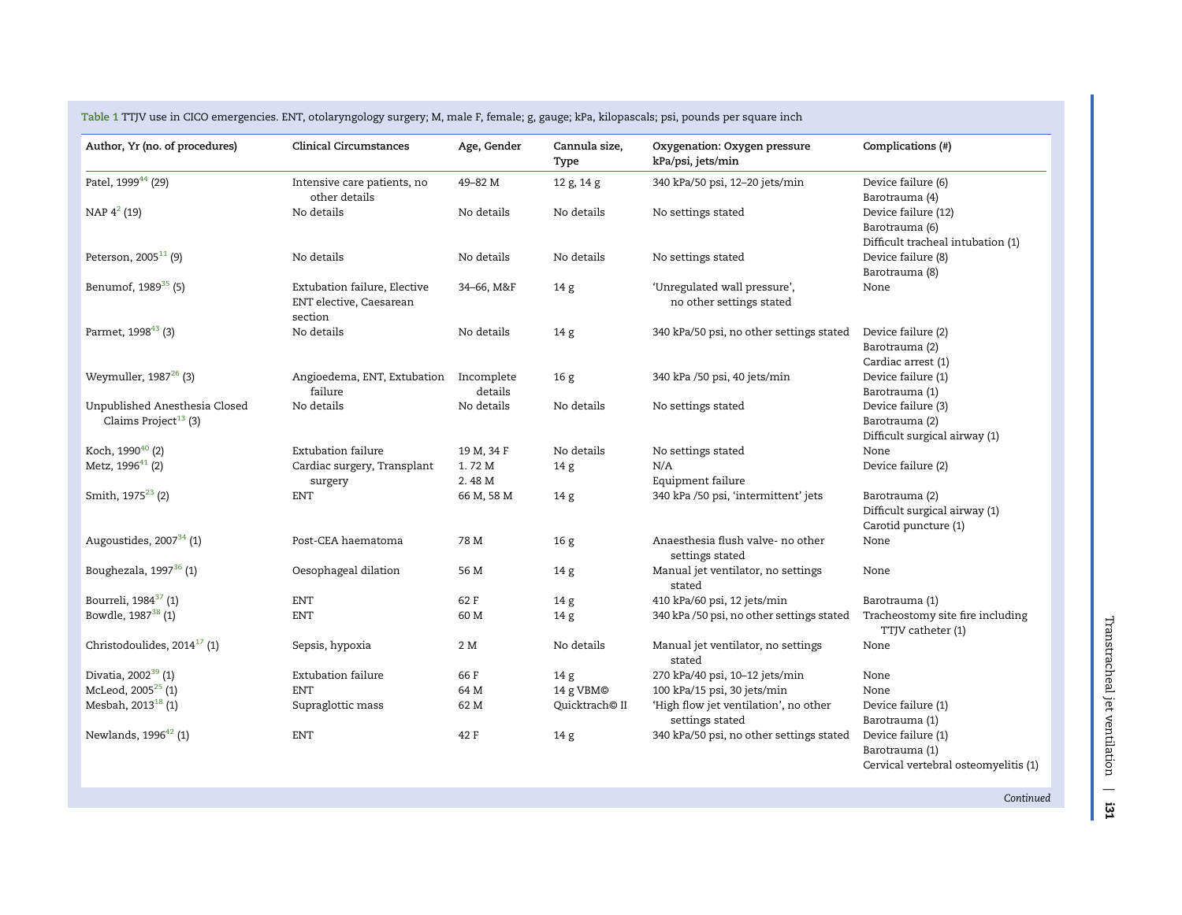Table 1 TTJV use in CICO emergencies. ENT, otolaryngology surgery; M, male F, female; g, gauge; kPa, kilopascals; psi, pounds per square inch

| Author, Yr (no. of procedures) | Clinical Circumstances | Age, Gender | Cannula size, Type | Oxygenation: Oxygen pressure kPa/psi, jets/min | Complications (#) |
|---|---|---|---|---|---|
| Patel, 1999[44] (29) | Intensive care patients, no other details | 49–82 M | 12 g, 14 g | 340 kPa/50 psi, 12–20 jets/min | Device failure (6)<br>Barotrauma (4) |
| NAP 4[2] (19) | No details | No details | No details | No settings stated | Device failure (12)<br>Barotrauma (6)<br>Difficult tracheal intubation (1) |
| Peterson, 2005[11] (9) | No details | No details | No details | No settings stated | Device failure (8)<br>Barotrauma (8) |
| Benumof, 1989[35] (5) | Extubation failure, Elective ENT elective, Caesarean section | 34–66, M&F | 14 g | 'Unregulated wall pressure', no other settings stated | None |
| Parmet, 1998[43] (3) | No details | No details | 14 g | 340 kPa/50 psi, no other settings stated | Device failure (2)<br>Barotrauma (2)<br>Cardiac arrest (1) |
| Weymuller, 1987[26] (3) | Angioedema, ENT, Extubation failure | Incomplete details | 16 g | 340 kPa /50 psi, 40 jets/min | Device failure (1)<br>Barotrauma (1) |
| Unpublished Anesthesia Closed Claims Project[13] (3) | No details | No details | No details | No settings stated | Device failure (3)<br>Barotrauma (2)<br>Difficult surgical airway (1) |
| Koch, 1990[40] (2) | Extubation failure | 19 M, 34 F | No details | No settings stated | None |
| Metz, 1996[41] (2) | Cardiac surgery, Transplant surgery | 1. 72 M<br>2. 48 M | 14 g | N/A<br>Equipment failure | Device failure (2) |
| Smith, 1975[23] (2) | ENT | 66 M, 58 M | 14 g | 340 kPa /50 psi, 'intermittent' jets | Barotrauma (2)<br>Difficult surgical airway (1)<br>Carotid puncture (1) |
| Augoustides, 2007[34] (1) | Post-CEA haematoma | 78 M | 16 g | Anaesthesia flush valve- no other settings stated | None |
| Boughezala, 1997[36] (1) | Oesophageal dilation | 56 M | 14 g | Manual jet ventilator, no settings stated | None |
| Bourreli, 1984[37] (1) | ENT | 62 F | 14 g | 410 kPa/60 psi, 12 jets/min | Barotrauma (1) |
| Bowdle, 1987[38] (1) | ENT | 60 M | 14 g | 340 kPa /50 psi, no other settings stated | Tracheostomy site fire including TTJV catheter (1) |
| Christodoulides, 2014[17] (1) | Sepsis, hypoxia | 2 M | No details | Manual jet ventilator, no settings stated | None |
| Divatia, 2002[39] (1) | Extubation failure | 66 F | 14 g | 270 kPa/40 psi, 10–12 jets/min | None |
| McLeod, 2005[25] (1) | ENT | 64 M | 14 g VBM© | 100 kPa/15 psi, 30 jets/min | None |
| Mesbah, 2013[18] (1) | Supraglottic mass | 62 M | Quicktrach© II | 'High flow jet ventilation', no other settings stated | Device failure (1)<br>Barotrauma (1) |
| Newlands, 1996[42] (1) | ENT | 42 F | 14 g | 340 kPa/50 psi, no other settings stated | Device failure (1)<br>Barotrauma (1)<br>Cervical vertebral osteomyelitis (1) |

*Continued*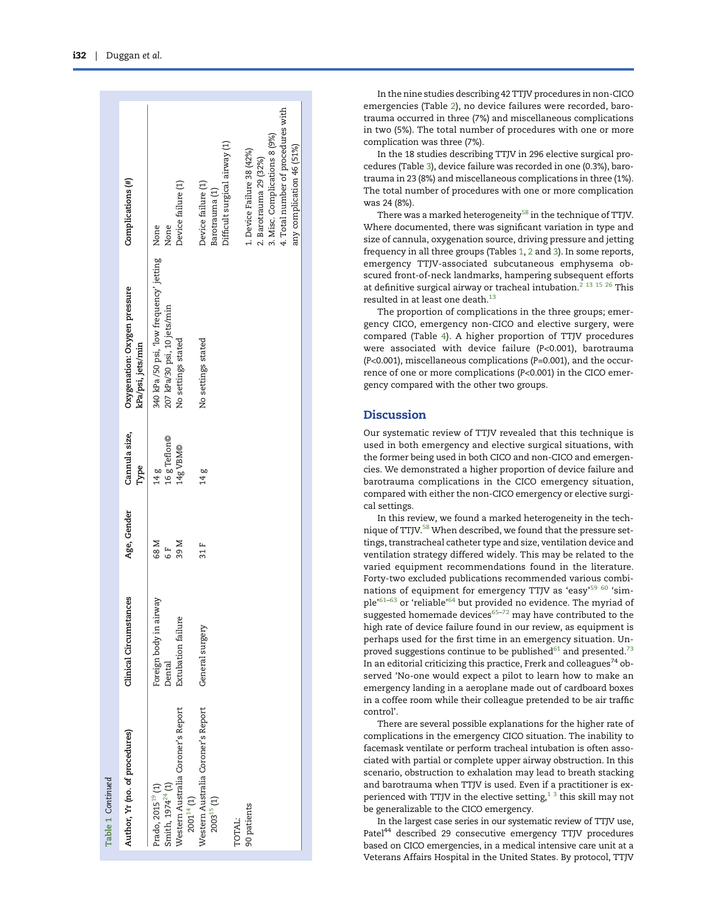**Table 1** *Continued*

| Author, Yr (no. of procedures) | Clinical Circumstances | Age, Gender | Cannula size, Type | Oxygenation: Oxygen pressure kPa/psi, jets/min | Complications (#) |
|---|---|---|---|---|---|
| Prado, 2015[19] (1) | Foreign body in airway | 68 M | 14 g | 340 kPa /50 psi, 'low frequency' jetting | None |
| Smith, 1974[24] (1) | Dental | 6 F | 16 g Teflon© | 207 kPa/30 psi, 10 jets/min | None |
| Western Australia Coroner's Report 2001[14] (1) | Extubation failure | 39 M | 14g VBM© | No settings stated | Device failure (1) |
| Western Australia Coroner's Report 2003[15] (1) | General surgery | 31 F | 14 g | No settings stated | Device failure (1) Barotrauma (1) Difficult surgical airway (1) |
| TOTAL: 90 patients | | | | | 1. Device Failure 38 (42%) 2. Barotrauma 29 (32%) 3. Misc. Complications 8 (9%) 4. Total number of procedures with any complication 46 (51%) |

In the nine studies describing 42 TTJV procedures in non-CICO emergencies (Table 2), no device failures were recorded, barotrauma occurred in three (7%) and miscellaneous complications in two (5%). The total number of procedures with one or more complication was three (7%).

In the 18 studies describing TTJV in 296 elective surgical procedures (Table 3), device failure was recorded in one (0.3%), barotrauma in 23 (8%) and miscellaneous complications in three (1%). The total number of procedures with one or more complication was 24 (8%).

There was a marked heterogeneity[58] in the technique of TTJV. Where documented, there was significant variation in type and size of cannula, oxygenation source, driving pressure and jetting frequency in all three groups (Tables 1, 2 and 3). In some reports, emergency TTJV-associated subcutaneous emphysema obscured front-of-neck landmarks, hampering subsequent efforts at definitive surgical airway or tracheal intubation.[2 13 15 26] This resulted in at least one death.[13]

The proportion of complications in the three groups; emergency CICO, emergency non-CICO and elective surgery, were compared (Table 4). A higher proportion of TTJV procedures were associated with device failure ($P<0.001$), barotrauma ($P<0.001$), miscellaneous complications ($P=0.001$), and the occurrence of one or more complications ($P<0.001$) in the CICO emergency compared with the other two groups.

## Discussion

Our systematic review of TTJV revealed that this technique is used in both emergency and elective surgical situations, with the former being used in both CICO and non-CICO and emergencies. We demonstrated a higher proportion of device failure and barotrauma complications in the CICO emergency situation, compared with either the non-CICO emergency or elective surgical settings.

In this review, we found a marked heterogeneity in the technique of TTJV.[58] When described, we found that the pressure settings, transtracheal catheter type and size, ventilation device and ventilation strategy differed widely. This may be related to the varied equipment recommendations found in the literature. Forty-two excluded publications recommended various combinations of equipment for emergency TTJV as 'easy'[59 60] 'simple'[61–63] or 'reliable'[64] but provided no evidence. The myriad of suggested homemade devices[65–72] may have contributed to the high rate of device failure found in our review, as equipment is perhaps used for the first time in an emergency situation. Unproved suggestions continue to be published[61] and presented.[73] In an editorial criticizing this practice, Frerk and colleagues[74] observed 'No-one would expect a pilot to learn how to make an emergency landing in a aeroplane made out of cardboard boxes in a coffee room while their colleague pretended to be air traffic control'.

There are several possible explanations for the higher rate of complications in the emergency CICO situation. The inability to facemask ventilate or perform tracheal intubation is often associated with partial or complete upper airway obstruction. In this scenario, obstruction to exhalation may lead to breath stacking and barotrauma when TTJV is used. Even if a practitioner is experienced with TTJV in the elective setting,[1 3] this skill may not be generalizable to the CICO emergency.

In the largest case series in our systematic review of TTJV use, Patel[44] described 29 consecutive emergency TTJV procedures based on CICO emergencies, in a medical intensive care unit at a Veterans Affairs Hospital in the United States. By protocol, TTJV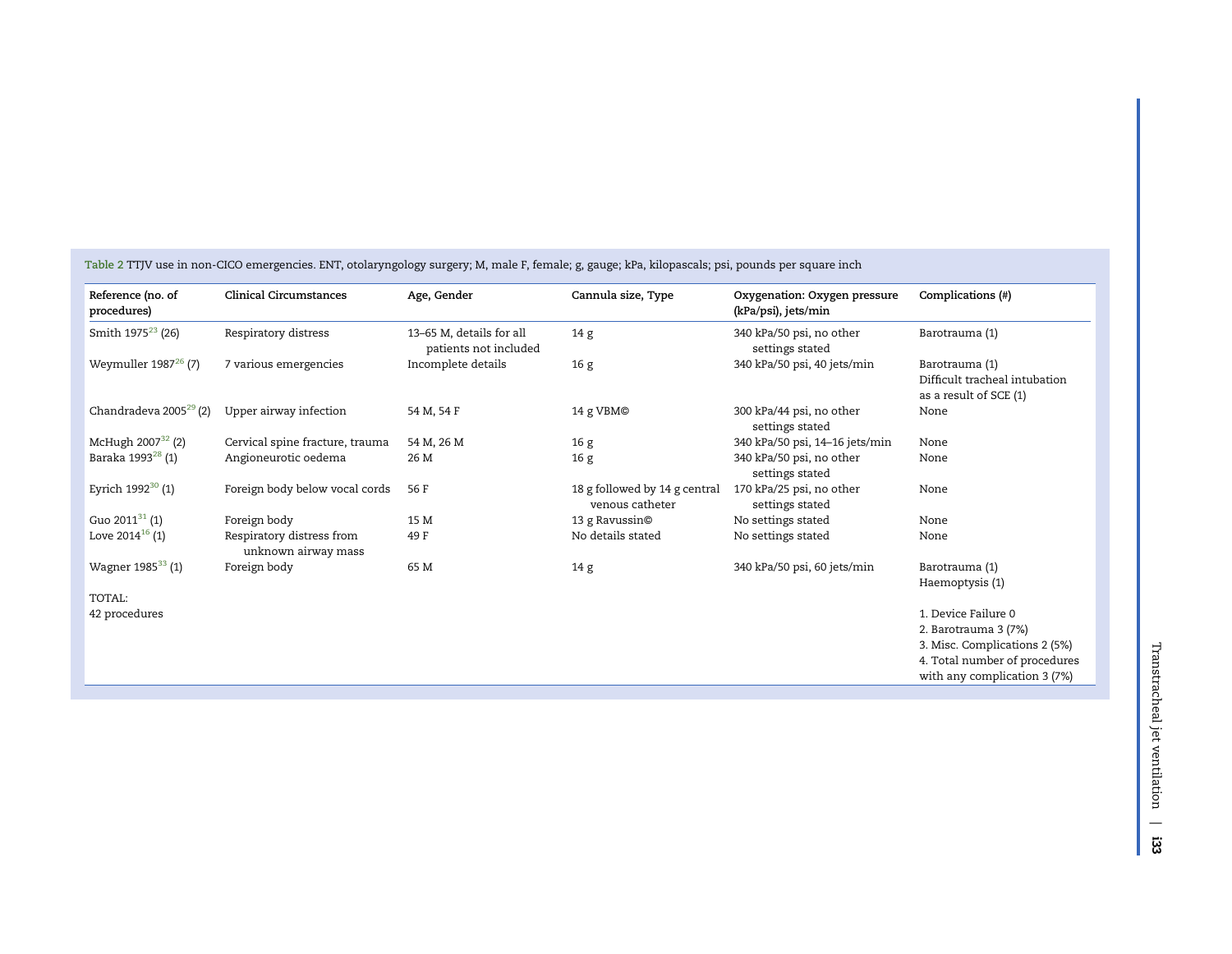Table 2 TTJV use in non-CICO emergencies. ENT, otolaryngology surgery; M, male F, female; g, gauge; kPa, kilopascals; psi, pounds per square inch

| Reference (no. of procedures) | Clinical Circumstances | Age, Gender | Cannula size, Type | Oxygenation: Oxygen pressure (kPa/psi), jets/min | Complications (#) |
|---|---|---|---|---|---|
| Smith 1975[23] (26) | Respiratory distress | 13–65 M, details for all patients not included | 14 g | 340 kPa/50 psi, no other settings stated | Barotrauma (1) |
| Weymuller 1987[26] (7) | 7 various emergencies | Incomplete details | 16 g | 340 kPa/50 psi, 40 jets/min | Barotrauma (1)<br>Difficult tracheal intubation as a result of SCE (1) |
| Chandradeva 2005[29] (2) | Upper airway infection | 54 M, 54 F | 14 g VBM© | 300 kPa/44 psi, no other settings stated | None |
| McHugh 2007[32] (2) | Cervical spine fracture, trauma | 54 M, 26 M | 16 g | 340 kPa/50 psi, 14–16 jets/min | None |
| Baraka 1993[28] (1) | Angioneurotic oedema | 26 M | 16 g | 340 kPa/50 psi, no other settings stated | None |
| Eyrich 1992[30] (1) | Foreign body below vocal cords | 56 F | 18 g followed by 14 g central venous catheter | 170 kPa/25 psi, no other settings stated | None |
| Guo 2011[31] (1) | Foreign body | 15 M | 13 g Ravussin© | No settings stated | None |
| Love 2014[16] (1) | Respiratory distress from unknown airway mass | 49 F | No details stated | No settings stated | None |
| Wagner 1985[33] (1) | Foreign body | 65 M | 14 g | 340 kPa/50 psi, 60 jets/min | Barotrauma (1)<br>Haemoptysis (1) |
| TOTAL:<br>42 procedures | | | | | 1. Device Failure 0<br>2. Barotrauma 3 (7%)<br>3. Misc. Complications 2 (5%)<br>4. Total number of procedures with any complication 3 (7%) |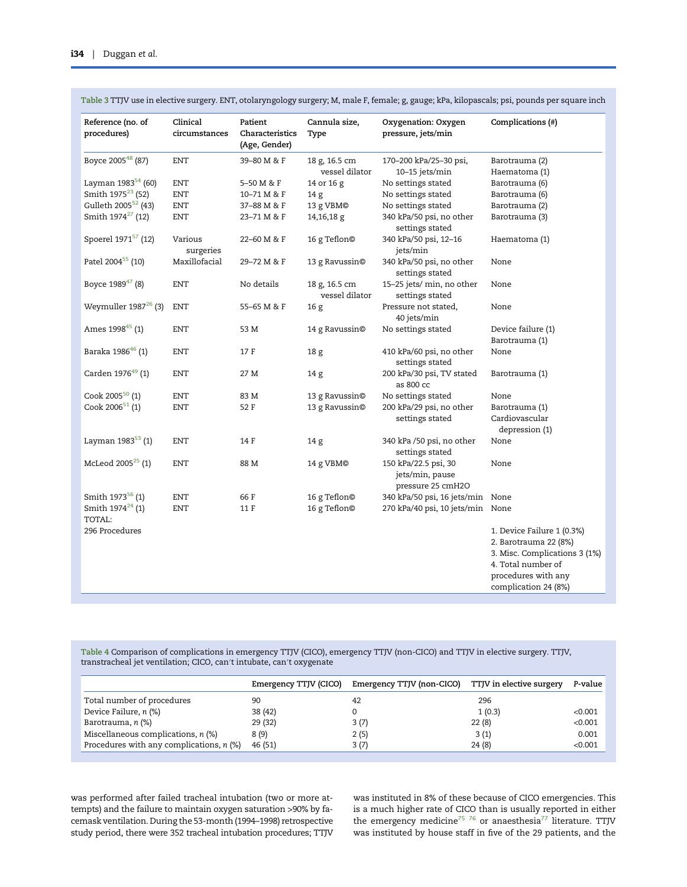**Table 3** TTJV use in elective surgery. ENT, otolaryngology surgery; M, male F, female; g, gauge; kPa, kilopascals; psi, pounds per square inch

| Reference (no. of procedures) | Clinical circumstances | Patient Characteristics (Age, Gender) | Cannula size, Type | Oxygenation: Oxygen pressure, jets/min | Complications (#) |
|---|---|---|---|---|---|
| Boyce 2005[48] (87) | ENT | 39–80 M & F | 18 g, 16.5 cm vessel dilator | 170–200 kPa/25–30 psi, 10–15 jets/min | Barotrauma (2) Haematoma (1) |
| Layman 1983[54] (60) | ENT | 5–50 M & F | 14 or 16 g | No settings stated | Barotrauma (6) |
| Smith 1975[23] (52) | ENT | 10–71 M & F | 14 g | No settings stated | Barotrauma (6) |
| Gulleth 2005[52] (43) | ENT | 37–88 M & F | 13 g VBM© | No settings stated | Barotrauma (2) |
| Smith 1974[27] (12) | ENT | 23–71 M & F | 14,16,18 g | 340 kPa/50 psi, no other settings stated | Barotrauma (3) |
| Spoerel 1971[57] (12) | Various surgeries | 22–60 M & F | 16 g Teflon© | 340 kPa/50 psi, 12–16 jets/min | Haematoma (1) |
| Patel 2004[55] (10) | Maxillofacial | 29–72 M & F | 13 g Ravussin© | 340 kPa/50 psi, no other settings stated | None |
| Boyce 1989[47] (8) | ENT | No details | 18 g, 16.5 cm vessel dilator | 15–25 jets/ min, no other settings stated | None |
| Weymuller 1987[26] (3) | ENT | 55–65 M & F | 16 g | Pressure not stated, 40 jets/min | None |
| Ames 1998[45] (1) | ENT | 53 M | 14 g Ravussin© | No settings stated | Device failure (1) Barotrauma (1) |
| Baraka 1986[46] (1) | ENT | 17 F | 18 g | 410 kPa/60 psi, no other settings stated | None |
| Carden 1976[49] (1) | ENT | 27 M | 14 g | 200 kPa/30 psi, TV stated as 800 cc | Barotrauma (1) |
| Cook 2005[50] (1) | ENT | 83 M | 13 g Ravussin© | No settings stated | None |
| Cook 2006[51] (1) | ENT | 52 F | 13 g Ravussin© | 200 kPa/29 psi, no other settings stated | Barotrauma (1) Cardiovascular depression (1) |
| Layman 1983[53] (1) | ENT | 14 F | 14 g | 340 kPa /50 psi, no other settings stated | None |
| McLeod 2005[25] (1) | ENT | 88 M | 14 g VBM© | 150 kPa/22.5 psi, 30 jets/min, pause pressure 25 cmH2O | None |
| Smith 1973[56] (1) | ENT | 66 F | 16 g Teflon© | 340 kPa/50 psi, 16 jets/min | None |
| Smith 1974[24] (1) | ENT | 11 F | 16 g Teflon© | 270 kPa/40 psi, 10 jets/min | None |
| TOTAL: 296 Procedures | | | | | 1. Device Failure 1 (0.3%) 2. Barotrauma 22 (8%) 3. Misc. Complications 3 (1%) 4. Total number of procedures with any complication 24 (8%) |

**Table 4** Comparison of complications in emergency TTJV (CICO), emergency TTJV (non-CICO) and TTJV in elective surgery. TTJV, transtracheal jet ventilation; CICO, can't intubate, can't oxygenate

| | Emergency TTJV (CICO) | Emergency TTJV (non-CICO) | TTJV in elective surgery | P-value |
|---|---|---|---|---|
| Total number of procedures | 90 | 42 | 296 | |
| Device Failure, n (%) | 38 (42) | 0 | 1 (0.3) | <0.001 |
| Barotrauma, n (%) | 29 (32) | 3 (7) | 22 (8) | <0.001 |
| Miscellaneous complications, n (%) | 8 (9) | 2 (5) | 3 (1) | 0.001 |
| Procedures with any complications, n (%) | 46 (51) | 3 (7) | 24 (8) | <0.001 |

was performed after failed tracheal intubation (two or more attempts) and the failure to maintain oxygen saturation >90% by facemask ventilation. During the 53-month (1994–1998) retrospective study period, there were 352 tracheal intubation procedures; TTJV was instituted in 8% of these because of CICO emergencies. This is a much higher rate of CICO than is usually reported in either the emergency medicine[75 76] or anaesthesia[77] literature. TTJV was instituted by house staff in five of the 29 patients, and the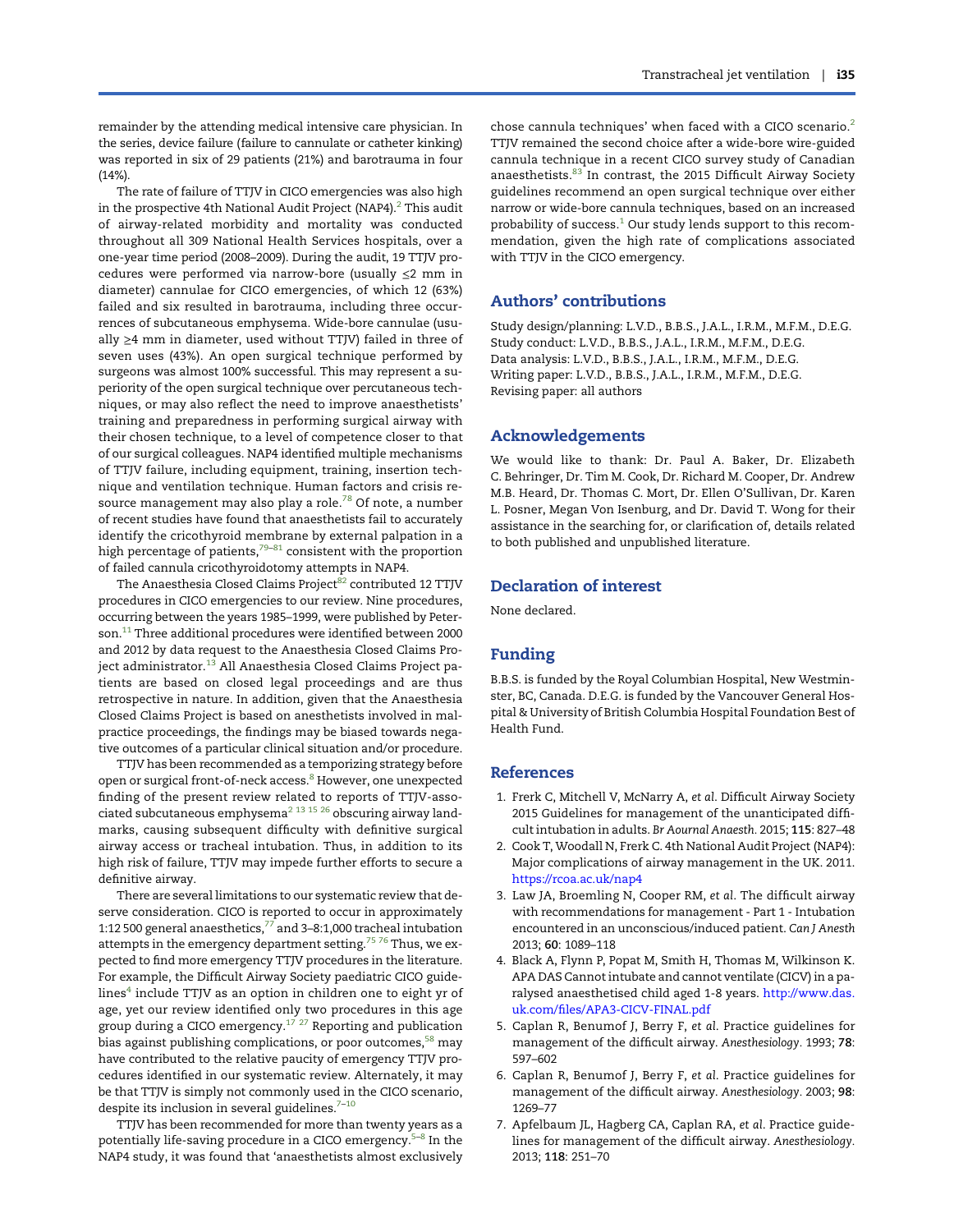remainder by the attending medical intensive care physician. In the series, device failure (failure to cannulate or catheter kinking) was reported in six of 29 patients (21%) and barotrauma in four (14%).

The rate of failure of TTJV in CICO emergencies was also high in the prospective 4th National Audit Project (NAP4).[2] This audit of airway-related morbidity and mortality was conducted throughout all 309 National Health Services hospitals, over a one-year time period (2008–2009). During the audit, 19 TTJV procedures were performed via narrow-bore (usually ≤2 mm in diameter) cannulae for CICO emergencies, of which 12 (63%) failed and six resulted in barotrauma, including three occurrences of subcutaneous emphysema. Wide-bore cannulae (usually ≥4 mm in diameter, used without TTJV) failed in three of seven uses (43%). An open surgical technique performed by surgeons was almost 100% successful. This may represent a superiority of the open surgical technique over percutaneous techniques, or may also reflect the need to improve anaesthetists' training and preparedness in performing surgical airway with their chosen technique, to a level of competence closer to that of our surgical colleagues. NAP4 identified multiple mechanisms of TTJV failure, including equipment, training, insertion technique and ventilation technique. Human factors and crisis resource management may also play a role.[78] Of note, a number of recent studies have found that anaesthetists fail to accurately identify the cricothyroid membrane by external palpation in a high percentage of patients,[79–81] consistent with the proportion of failed cannula cricothyroidotomy attempts in NAP4.

The Anaesthesia Closed Claims Project[82] contributed 12 TTJV procedures in CICO emergencies to our review. Nine procedures, occurring between the years 1985–1999, were published by Peterson.[11] Three additional procedures were identified between 2000 and 2012 by data request to the Anaesthesia Closed Claims Project administrator.[13] All Anaesthesia Closed Claims Project patients are based on closed legal proceedings and are thus retrospective in nature. In addition, given that the Anaesthesia Closed Claims Project is based on anesthetists involved in malpractice proceedings, the findings may be biased towards negative outcomes of a particular clinical situation and/or procedure.

TTJV has been recommended as a temporizing strategy before open or surgical front-of-neck access.[8] However, one unexpected finding of the present review related to reports of TTJV-associated subcutaneous emphysema[2 13 15 26] obscuring airway landmarks, causing subsequent difficulty with definitive surgical airway access or tracheal intubation. Thus, in addition to its high risk of failure, TTJV may impede further efforts to secure a definitive airway.

There are several limitations to our systematic review that deserve consideration. CICO is reported to occur in approximately 1:12 500 general anaesthetics,[77] and 3–8:1,000 tracheal intubation attempts in the emergency department setting.[75 76] Thus, we expected to find more emergency TTJV procedures in the literature. For example, the Difficult Airway Society paediatric CICO guidelines[4] include TTJV as an option in children one to eight yr of age, yet our review identified only two procedures in this age group during a CICO emergency.[17 27] Reporting and publication bias against publishing complications, or poor outcomes,[58] may have contributed to the relative paucity of emergency TTJV procedures identified in our systematic review. Alternately, it may be that TTJV is simply not commonly used in the CICO scenario, despite its inclusion in several guidelines.[7–10]

TTJV has been recommended for more than twenty years as a potentially life-saving procedure in a CICO emergency.[5–8] In the NAP4 study, it was found that 'anaesthetists almost exclusively chose cannula techniques' when faced with a CICO scenario.[2] TTJV remained the second choice after a wide-bore wire-guided cannula technique in a recent CICO survey study of Canadian anaesthetists.[83] In contrast, the 2015 Difficult Airway Society guidelines recommend an open surgical technique over either narrow or wide-bore cannula techniques, based on an increased probability of success.[1] Our study lends support to this recommendation, given the high rate of complications associated with TTJV in the CICO emergency.

## Authors' contributions

Study design/planning: L.V.D., B.B.S., J.A.L., I.R.M., M.F.M., D.E.G.
Study conduct: L.V.D., B.B.S., J.A.L., I.R.M., M.F.M., D.E.G.
Data analysis: L.V.D., B.B.S., J.A.L., I.R.M., M.F.M., D.E.G.
Writing paper: L.V.D., B.B.S., J.A.L., I.R.M., M.F.M., D.E.G.
Revising paper: all authors

## Acknowledgements

We would like to thank: Dr. Paul A. Baker, Dr. Elizabeth C. Behringer, Dr. Tim M. Cook, Dr. Richard M. Cooper, Dr. Andrew M.B. Heard, Dr. Thomas C. Mort, Dr. Ellen O'Sullivan, Dr. Karen L. Posner, Megan Von Isenburg, and Dr. David T. Wong for their assistance in the searching for, or clarification of, details related to both published and unpublished literature.

## Declaration of interest

None declared.

## Funding

B.B.S. is funded by the Royal Columbian Hospital, New Westminster, BC, Canada. D.E.G. is funded by the Vancouver General Hospital & University of British Columbia Hospital Foundation Best of Health Fund.

## References

1. Frerk C, Mitchell V, McNarry A, *et al*. Difficult Airway Society 2015 Guidelines for management of the unanticipated difficult intubation in adults. *Br Aournal Anaesth*. 2015; **115**: 827–48
2. Cook T, Woodall N, Frerk C. 4th National Audit Project (NAP4): Major complications of airway management in the UK. 2011. https://rcoa.ac.uk/nap4
3. Law JA, Broemling N, Cooper RM, *et al*. The difficult airway with recommendations for management - Part 1 - Intubation encountered in an unconscious/induced patient. *Can J Anesth* 2013; **60**: 1089–118
4. Black A, Flynn P, Popat M, Smith H, Thomas M, Wilkinson K. APA DAS Cannot intubate and cannot ventilate (CICV) in a paralysed anaesthetised child aged 1-8 years. http://www.das.uk.com/files/APA3-CICV-FINAL.pdf
5. Caplan R, Benumof J, Berry F, *et al*. Practice guidelines for management of the difficult airway. *Anesthesiology*. 1993; **78**: 597–602
6. Caplan R, Benumof J, Berry F, *et al*. Practice guidelines for management of the difficult airway. *Anesthesiology*. 2003; **98**: 1269–77
7. Apfelbaum JL, Hagberg CA, Caplan RA, *et al*. Practice guidelines for management of the difficult airway. *Anesthesiology*. 2013; **118**: 251–70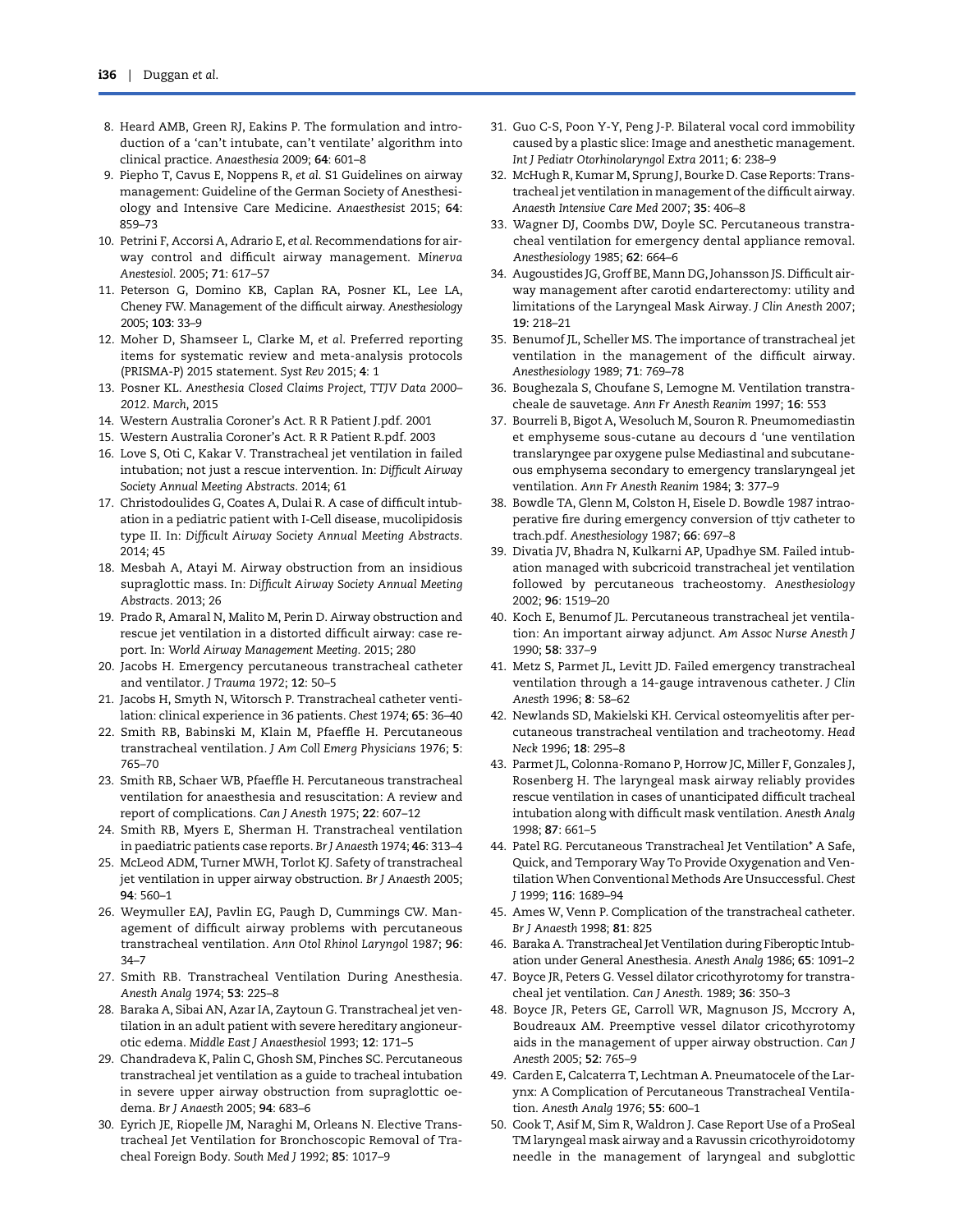8. Heard AMB, Green RJ, Eakins P. The formulation and introduction of a 'can't intubate, can't ventilate' algorithm into clinical practice. *Anaesthesia* 2009; **64**: 601–8
9. Piepho T, Cavus E, Noppens R, *et al*. S1 Guidelines on airway management: Guideline of the German Society of Anesthesiology and Intensive Care Medicine. *Anaesthesist* 2015; **64**: 859–73
10. Petrini F, Accorsi A, Adrario E, *et al*. Recommendations for airway control and difficult airway management. *Minerva Anestesiol*. 2005; **71**: 617–57
11. Peterson G, Domino KB, Caplan RA, Posner KL, Lee LA, Cheney FW. Management of the difficult airway. *Anesthesiology* 2005; **103**: 33–9
12. Moher D, Shamseer L, Clarke M, *et al*. Preferred reporting items for systematic review and meta-analysis protocols (PRISMA-P) 2015 statement. *Syst Rev* 2015; **4**: 1
13. Posner KL. *Anesthesia Closed Claims Project, TTJV Data 2000–2012. March*, 2015
14. Western Australia Coroner's Act. R R Patient J.pdf. 2001
15. Western Australia Coroner's Act. R R Patient R.pdf. 2003
16. Love S, Oti C, Kakar V. Transtracheal jet ventilation in failed intubation; not just a rescue intervention. In: *Difficult Airway Society Annual Meeting Abstracts*. 2014; 61
17. Christodoulides G, Coates A, Dulai R. A case of difficult intubation in a pediatric patient with I-Cell disease, mucolipidosis type II. In: *Difficult Airway Society Annual Meeting Abstracts*. 2014; 45
18. Mesbah A, Atayi M. Airway obstruction from an insidious supraglottic mass. In: *Difficult Airway Society Annual Meeting Abstracts*. 2013; 26
19. Prado R, Amaral N, Malito M, Perin D. Airway obstruction and rescue jet ventilation in a distorted difficult airway: case report. In: *World Airway Management Meeting*. 2015; 280
20. Jacobs H. Emergency percutaneous transtracheal catheter and ventilator. *J Trauma* 1972; **12**: 50–5
21. Jacobs H, Smyth N, Witorsch P. Transtracheal catheter ventilation: clinical experience in 36 patients. *Chest* 1974; **65**: 36–40
22. Smith RB, Babinski M, Klain M, Pfaeffle H. Percutaneous transtracheal ventilation. *J Am Coll Emerg Physicians* 1976; **5**: 765–70
23. Smith RB, Schaer WB, Pfaeffle H. Percutaneous transtracheal ventilation for anaesthesia and resuscitation: A review and report of complications. *Can J Anesth* 1975; **22**: 607–12
24. Smith RB, Myers E, Sherman H. Transtracheal ventilation in paediatric patients case reports. *Br J Anaesth* 1974; **46**: 313–4
25. McLeod ADM, Turner MWH, Torlot KJ. Safety of transtracheal jet ventilation in upper airway obstruction. *Br J Anaesth* 2005; **94**: 560–1
26. Weymuller EAJ, Pavlin EG, Paugh D, Cummings CW. Management of difficult airway problems with percutaneous transtracheal ventilation. *Ann Otol Rhinol Laryngol* 1987; **96**: 34–7
27. Smith RB. Transtracheal Ventilation During Anesthesia. *Anesth Analg* 1974; **53**: 225–8
28. Baraka A, Sibai AN, Azar IA, Zaytoun G. Transtracheal jet ventilation in an adult patient with severe hereditary angioneurotic edema. *Middle East J Anaesthesiol* 1993; **12**: 171–5
29. Chandradeva K, Palin C, Ghosh SM, Pinches SC. Percutaneous transtracheal jet ventilation as a guide to tracheal intubation in severe upper airway obstruction from supraglottic oedema. *Br J Anaesth* 2005; **94**: 683–6
30. Eyrich JE, Riopelle JM, Naraghi M, Orleans N. Elective Transtracheal Jet Ventilation for Bronchoscopic Removal of Tracheal Foreign Body. *South Med J* 1992; **85**: 1017–9
31. Guo C-S, Poon Y-Y, Peng J-P. Bilateral vocal cord immobility caused by a plastic slice: Image and anesthetic management. *Int J Pediatr Otorhinolaryngol Extra* 2011; **6**: 238–9
32. McHugh R, Kumar M, Sprung J, Bourke D. Case Reports: Transtracheal jet ventilation in management of the difficult airway. *Anaesth Intensive Care Med* 2007; **35**: 406–8
33. Wagner DJ, Coombs DW, Doyle SC. Percutaneous transtracheal ventilation for emergency dental appliance removal. *Anesthesiology* 1985; **62**: 664–6
34. Augoustides JG, Groff BE, Mann DG, Johansson JS. Difficult airway management after carotid endarterectomy: utility and limitations of the Laryngeal Mask Airway. *J Clin Anesth* 2007; **19**: 218–21
35. Benumof JL, Scheller MS. The importance of transtracheal jet ventilation in the management of the difficult airway. *Anesthesiology* 1989; **71**: 769–78
36. Boughezala S, Choufane S, Lemogne M. Ventilation transtracheale de sauvetage. *Ann Fr Anesth Reanim* 1997; **16**: 553
37. Bourreli B, Bigot A, Wesoluch M, Souron R. Pneumomediastin et emphyseme sous-cutane au decours d 'une ventilation translaryngee par oxygene pulse Mediastinal and subcutaneous emphysema secondary to emergency translaryngeal jet ventilation. *Ann Fr Anesth Reanim* 1984; **3**: 377–9
38. Bowdle TA, Glenn M, Colston H, Eisele D. Bowdle 1987 intraoperative fire during emergency conversion of ttjv catheter to trach.pdf. *Anesthesiology* 1987; **66**: 697–8
39. Divatia JV, Bhadra N, Kulkarni AP, Upadhye SM. Failed intubation managed with subcricoid transtracheal jet ventilation followed by percutaneous tracheostomy. *Anesthesiology* 2002; **96**: 1519–20
40. Koch E, Benumof JL. Percutaneous transtracheal jet ventilation: An important airway adjunct. *Am Assoc Nurse Anesth J* 1990; **58**: 337–9
41. Metz S, Parmet JL, Levitt JD. Failed emergency transtracheal ventilation through a 14-gauge intravenous catheter. *J Clin Anesth* 1996; **8**: 58–62
42. Newlands SD, Makielski KH. Cervical osteomyelitis after percutaneous transtracheal ventilation and tracheotomy. *Head Neck* 1996; **18**: 295–8
43. Parmet JL, Colonna-Romano P, Horrow JC, Miller F, Gonzales J, Rosenberg H. The laryngeal mask airway reliably provides rescue ventilation in cases of unanticipated difficult tracheal intubation along with difficult mask ventilation. *Anesth Analg* 1998; **87**: 661–5
44. Patel RG. Percutaneous Transtracheal Jet Ventilation* A Safe, Quick, and Temporary Way To Provide Oxygenation and Ventilation When Conventional Methods Are Unsuccessful. *Chest J* 1999; **116**: 1689–94
45. Ames W, Venn P. Complication of the transtracheal catheter. *Br J Anaesth* 1998; **81**: 825
46. Baraka A. Transtracheal Jet Ventilation during Fiberoptic Intubation under General Anesthesia. *Anesth Analg* 1986; **65**: 1091–2
47. Boyce JR, Peters G. Vessel dilator cricothyrotomy for transtracheal jet ventilation. *Can J Anesth*. 1989; **36**: 350–3
48. Boyce JR, Peters GE, Carroll WR, Magnuson JS, Mccrory A, Boudreaux AM. Preemptive vessel dilator cricothyrotomy aids in the management of upper airway obstruction. *Can J Anesth* 2005; **52**: 765–9
49. Carden E, Calcaterra T, Lechtman A. Pneumatocele of the Larynx: A Complication of Percutaneous TranstracheaI VentiIation. *Anesth Analg* 1976; **55**: 600–1
50. Cook T, Asif M, Sim R, Waldron J. Case Report Use of a ProSeal TM laryngeal mask airway and a Ravussin cricothyroidotomy needle in the management of laryngeal and subglottic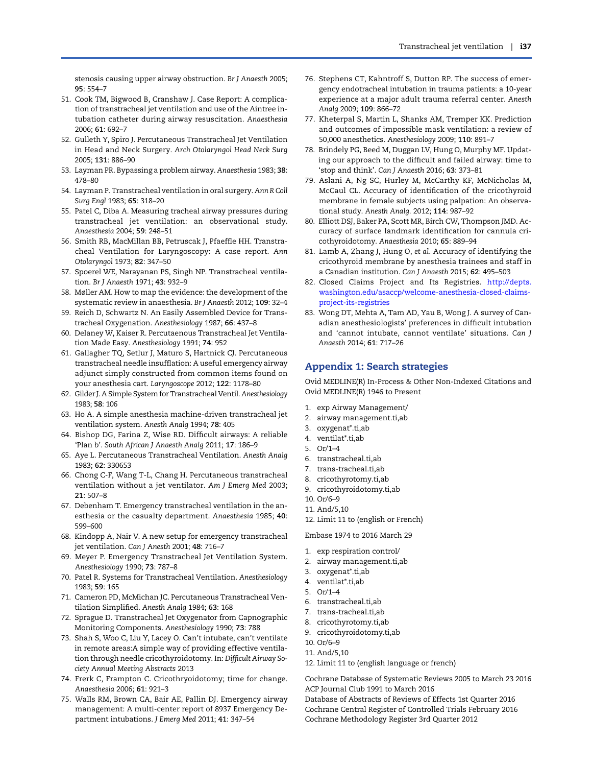stenosis causing upper airway obstruction. *Br J Anaesth* 2005; **95**: 554–7

51. Cook TM, Bigwood B, Cranshaw J. Case Report: A complication of transtracheal jet ventilation and use of the Aintree intubation catheter during airway resuscitation. *Anaesthesia* 2006; **61**: 692–7
52. Gulleth Y, Spiro J. Percutaneous Transtracheal Jet Ventilation in Head and Neck Surgery. *Arch Otolaryngol Head Neck Surg* 2005; **131**: 886–90
53. Layman PR. Bypassing a problem airway. *Anaesthesia* 1983; **38**: 478–80
54. Layman P. Transtracheal ventilation in oral surgery. *Ann R Coll Surg Engl* 1983; **65**: 318–20
55. Patel C, Diba A. Measuring tracheal airway pressures during transtracheal jet ventilation: an observational study. *Anaesthesia* 2004; **59**: 248–51
56. Smith RB, MacMillan BB, Petruscak J, Pfaeffle HH. Transtracheal Ventilation for Laryngoscopy: A case report. *Ann Otolaryngol* 1973; **82**: 347–50
57. Spoerel WE, Narayanan PS, Singh NP. Transtracheal ventilation. *Br J Anaesth* 1971; **43**: 932–9
58. Møller AM. How to map the evidence: the development of the systematic review in anaesthesia. *Br J Anaesth* 2012; **109**: 32–4
59. Reich D, Schwartz N. An Easily Assembled Device for Transtracheal Oxygenation. *Anesthesiology* 1987; **66**: 437–8
60. Delaney W, Kaiser R. Percutaenous Transtracheal Jet Ventilation Made Easy. *Anesthesiology* 1991; **74**: 952
61. Gallagher TQ, Setlur J, Maturo S, Hartnick CJ. Percutaneous transtracheal needle insufflation: A useful emergency airway adjunct simply constructed from common items found on your anesthesia cart. *Laryngoscope* 2012; **122**: 1178–80
62. Gilder J. A Simple System for Transtracheal Ventil. *Anesthesiology* 1983; **58**: 106
63. Ho A. A simple anesthesia machine-driven transtracheal jet ventilation system. *Anesth Analg* 1994; **78**: 405
64. Bishop DG, Farina Z, Wise RD. Difficult airways: A reliable 'Plan b'. *South African J Anaesth Analg* 2011; **17**: 186–9
65. Aye L. Percutaneous Transtracheal Ventilation. *Anesth Analg* 1983; **62**: 330653
66. Chong C-F, Wang T-L, Chang H. Percutaneous transtracheal ventilation without a jet ventilator. *Am J Emerg Med* 2003; **21**: 507–8
67. Debenham T. Emergency transtracheal ventilation in the anesthesia or the casualty department. *Anaesthesia* 1985; **40**: 599–600
68. Kindopp A, Nair V. A new setup for emergency transtracheal jet ventilation. *Can J Anesth* 2001; **48**: 716–7
69. Meyer P. Emergency Transtracheal Jet Ventilation System. *Anesthesiology* 1990; **73**: 787–8
70. Patel R. Systems for Transtracheal Ventilation. *Anesthesiology* 1983; **59**: 165
71. Cameron PD, McMichan JC. Percutaneous Transtracheal Ventilation Simplified. *Anesth Analg* 1984; **63**: 168
72. Sprague D. Transtracheal Jet Oxygenator from Capnographic Monitoring Components. *Anesthesiology* 1990; **73**: 788
73. Shah S, Woo C, Liu Y, Lacey O. Can't intubate, can't ventilate in remote areas:A simple way of providing effective ventilation through needle cricothyroidotomy. In: *Difficult Airway Society Annual Meeting Abstracts* 2013
74. Frerk C, Frampton C. Cricothryoidotomy; time for change. *Anaesthesia* 2006; **61**: 921–3
75. Walls RM, Brown CA, Bair AE, Pallin DJ. Emergency airway management: A multi-center report of 8937 Emergency Department intubations. *J Emerg Med* 2011; **41**: 347–54
76. Stephens CT, Kahntroff S, Dutton RP. The success of emergency endotracheal intubation in trauma patients: a 10-year experience at a major adult trauma referral center. *Anesth Analg* 2009; **109**: 866–72
77. Kheterpal S, Martin L, Shanks AM, Tremper KK. Prediction and outcomes of impossible mask ventilation: a review of 50,000 anesthetics. *Anesthesiology* 2009; **110**: 891–7
78. Brindely PG, Beed M, Duggan LV, Hung O, Murphy MF. Updating our approach to the difficult and failed airway: time to 'stop and think'. *Can J Anaesth* 2016; **63**: 373–81
79. Aslani A, Ng SC, Hurley M, McCarthy KF, McNicholas M, McCaul CL. Accuracy of identification of the cricothyroid membrane in female subjects using palpation: An observational study. *Anesth Analg.* 2012; **114**: 987–92
80. Elliott DSJ, Baker PA, Scott MR, Birch CW, Thompson JMD. Accuracy of surface landmark identification for cannula cricothyroidotomy. *Anaesthesia* 2010; **65**: 889–94
81. Lamb A, Zhang J, Hung O, *et al*. Accuracy of identifying the cricothyroid membrane by anesthesia trainees and staff in a Canadian institution. *Can J Anaesth* 2015; **62**: 495–503
82. Closed Claims Project and Its Registries. http://depts.washington.edu/asaccp/welcome-anesthesia-closed-claims-project-its-registries
83. Wong DT, Mehta A, Tam AD, Yau B, Wong J. A survey of Canadian anesthesiologists' preferences in difficult intubation and 'cannot intubate, cannot ventilate' situations. *Can J Anaesth* 2014; **61**: 717–26

## Appendix 1: Search strategies

Ovid MEDLINE(R) In-Process & Other Non-Indexed Citations and Ovid MEDLINE(R) 1946 to Present

1. exp Airway Management/
2. airway management.ti,ab
3. oxygenat*.ti,ab
4. ventilat*.ti,ab
5. Or/1–4
6. transtracheal.ti,ab
7. trans-tracheal.ti,ab
8. cricothyrotomy.ti,ab
9. cricothyroidotomy.ti,ab
10. Or/6–9
11. And/5,10
12. Limit 11 to (english or French)

Embase 1974 to 2016 March 29

1. exp respiration control/
2. airway management.ti,ab
3. oxygenat*.ti,ab
4. ventilat*.ti,ab
5. Or/1–4
6. transtracheal.ti,ab
7. trans-tracheal.ti,ab
8. cricothyrotomy.ti,ab
9. cricothyroidotomy.ti,ab
10. Or/6–9
11. And/5,10
12. Limit 11 to (english language or french)

Cochrane Database of Systematic Reviews 2005 to March 23 2016
ACP Journal Club 1991 to March 2016
Database of Abstracts of Reviews of Effects 1st Quarter 2016
Cochrane Central Register of Controlled Trials February 2016
Cochrane Methodology Register 3rd Quarter 2012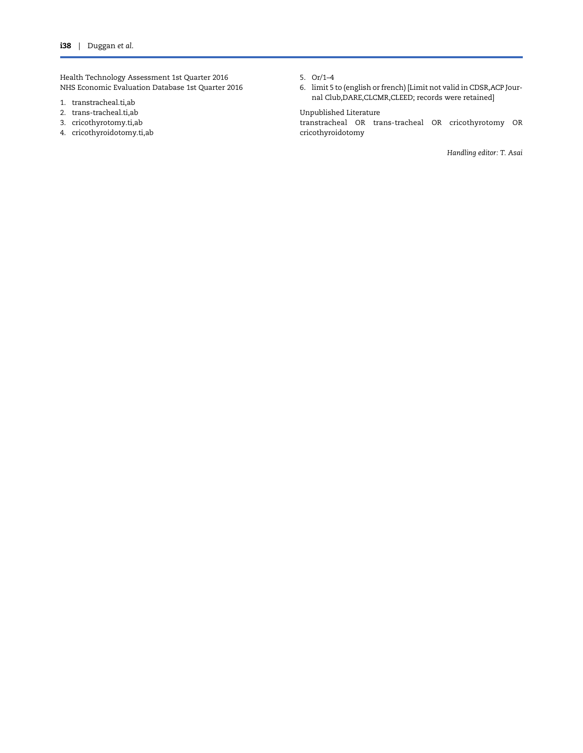Health Technology Assessment 1st Quarter 2016
NHS Economic Evaluation Database 1st Quarter 2016

1. transtracheal.ti,ab
2. trans-tracheal.ti,ab
3. cricothyrotomy.ti,ab
4. cricothyroidotomy.ti,ab
5. Or/1–4
6. limit 5 to (english or french) [Limit not valid in CDSR,ACP Journal Club,DARE,CLCMR,CLEED; records were retained]

Unpublished Literature
transtracheal OR trans-tracheal OR cricothyrotomy OR cricothyroidotomy

*Handling editor: T. Asai*